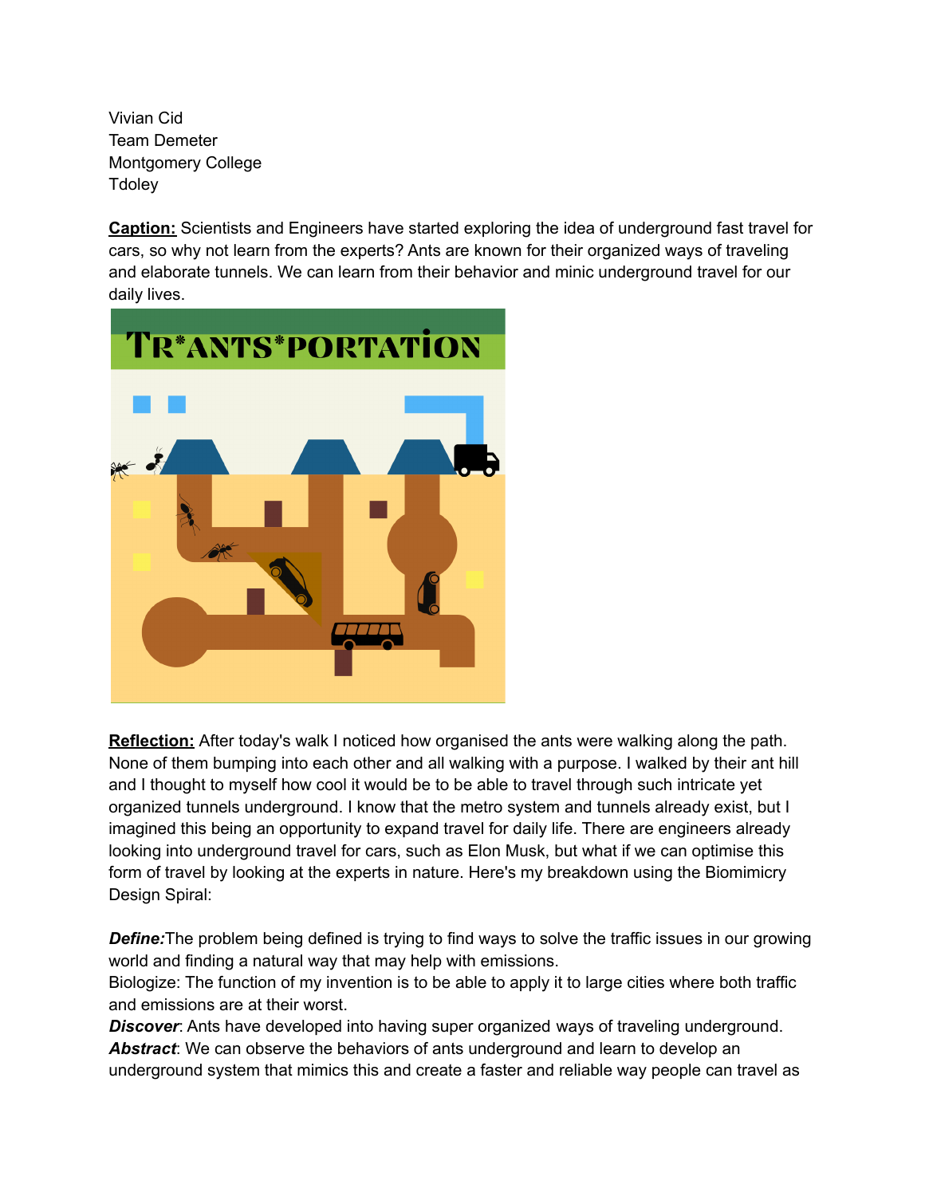Vivian Cid
Team Demeter
Montgomery College
Tdoley

**Caption:** Scientists and Engineers have started exploring the idea of underground fast travel for cars, so why not learn from the experts? Ants are known for their organized ways of traveling and elaborate tunnels. We can learn from their behavior and minic underground travel for our daily lives.

**Reflection:** After today's walk I noticed how organised the ants were walking along the path. None of them bumping into each other and all walking with a purpose. I walked by their ant hill and I thought to myself how cool it would be to be able to travel through such intricate yet organized tunnels underground. I know that the metro system and tunnels already exist, but I imagined this being an opportunity to expand travel for daily life. There are engineers already looking into underground travel for cars, such as Elon Musk, but what if we can optimise this form of travel by looking at the experts in nature. Here's my breakdown using the Biomimicry Design Spiral:

***Define:*** The problem being defined is trying to find ways to solve the traffic issues in our growing world and finding a natural way that may help with emissions.
Biologize: The function of my invention is to be able to apply it to large cities where both traffic and emissions are at their worst.
***Discover***: Ants have developed into having super organized ways of traveling underground.
***Abstract***: We can observe the behaviors of ants underground and learn to develop an underground system that mimics this and create a faster and reliable way people can travel as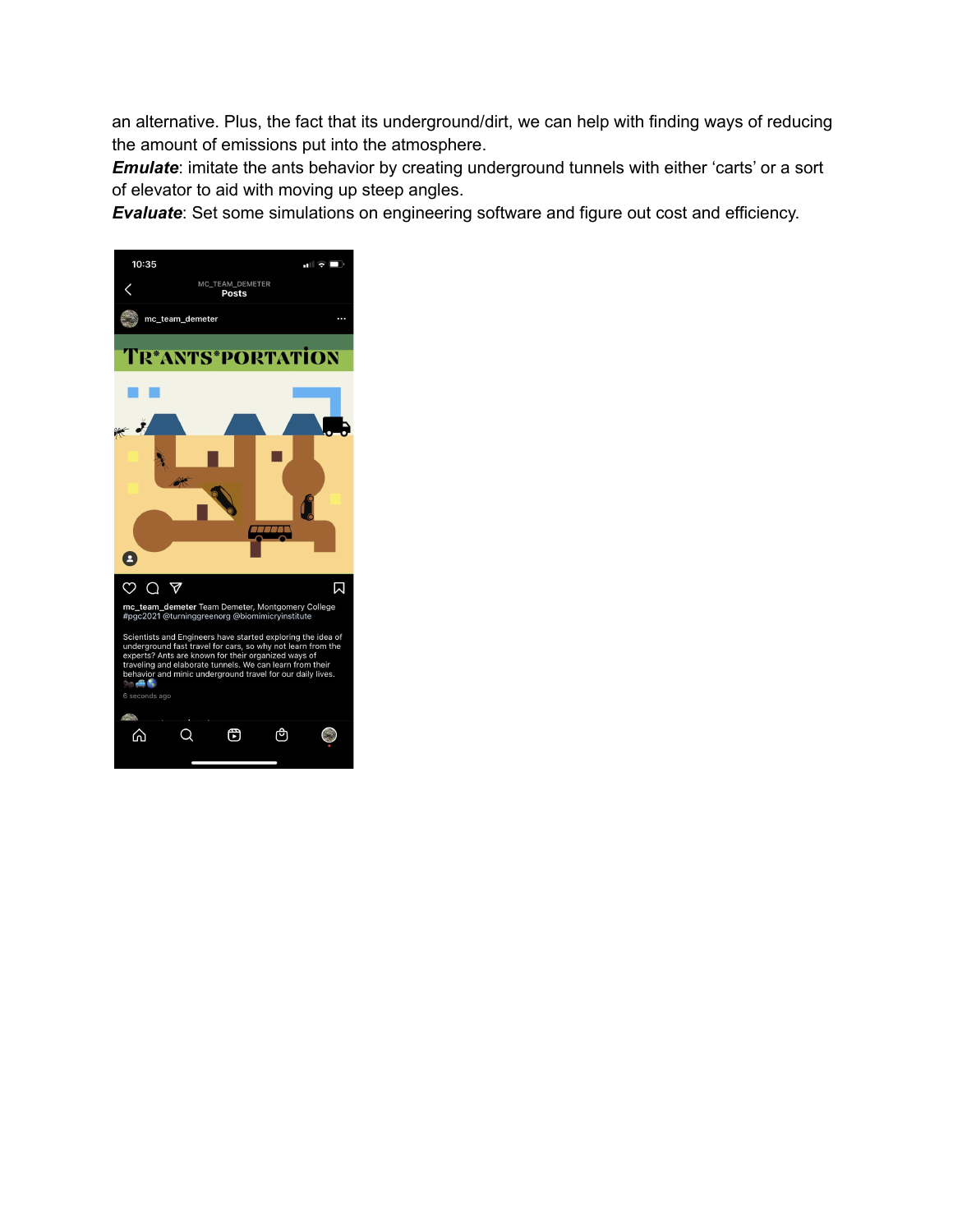an alternative. Plus, the fact that its underground/dirt, we can help with finding ways of reducing the amount of emissions put into the atmosphere.

***Emulate***: imitate the ants behavior by creating underground tunnels with either 'carts' or a sort of elevator to aid with moving up steep angles.

***Evaluate***: Set some simulations on engineering software and figure out cost and efficiency.